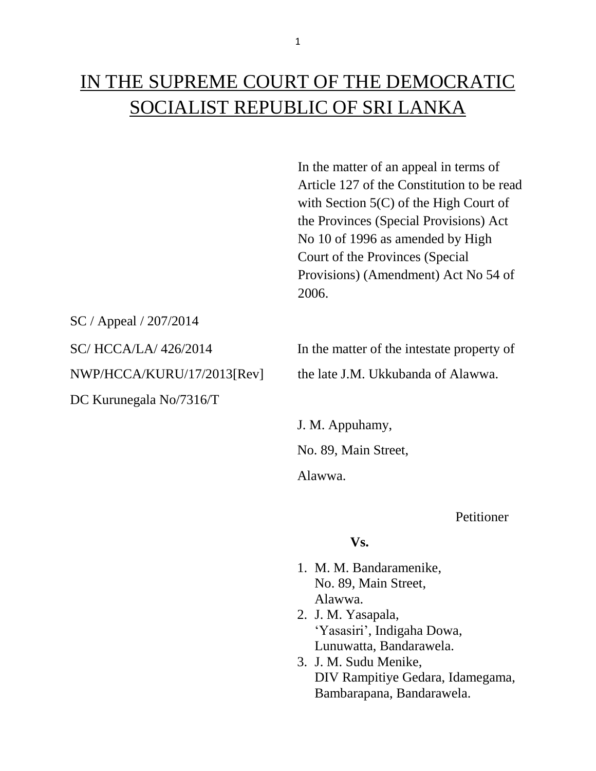# IN THE SUPREME COURT OF THE DEMOCRATIC SOCIALIST REPUBLIC OF SRI LANKA

In the matter of an appeal in terms of Article 127 of the Constitution to be read with Section 5(C) of the High Court of the Provinces (Special Provisions) Act No 10 of 1996 as amended by High Court of the Provinces (Special Provisions) (Amendment) Act No 54 of 2006.

SC / Appeal / 207/2014

SC/ HCCA/LA/ 426/2014

NWP/HCCA/KURU/17/2013[Rev]

DC Kurunegala No/7316/T

In the matter of the intestate property of the late J.M. Ukkubanda of Alawwa.

J. M. Appuhamy,

No. 89, Main Street,

Alawwa.

Petitioner

**Vs.**

1. M. M. Bandaramenike,
   No. 89, Main Street,
   Alawwa.
2. J. M. Yasapala,
   'Yasasiri', Indigaha Dowa,
   Lunuwatta, Bandarawela.
3. J. M. Sudu Menike,
   DIV Rampitiye Gedara, Idamegama,
   Bambarapana, Bandarawela.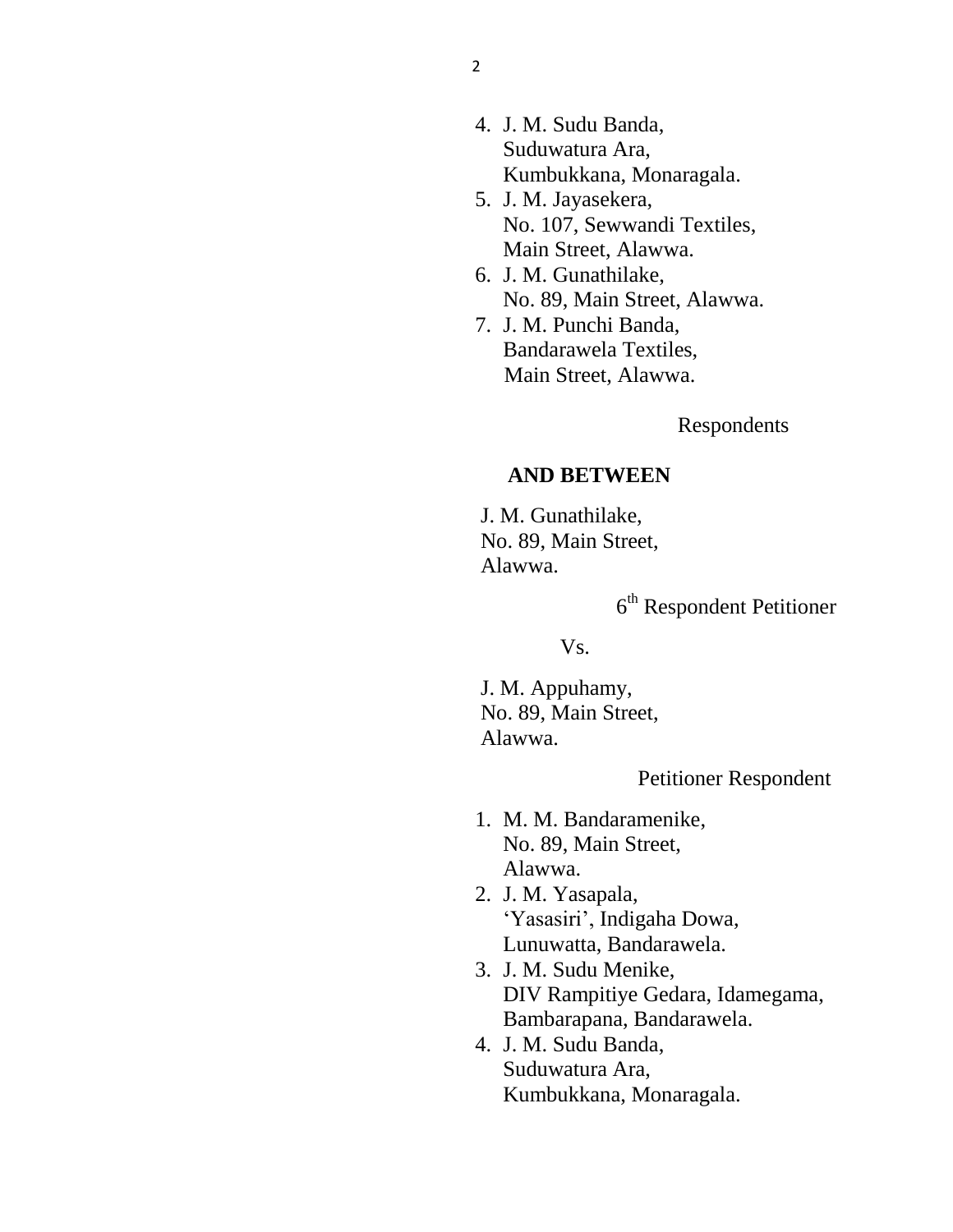4. J. M. Sudu Banda,
   Suduwatura Ara,
   Kumbukkana, Monaragala.
5. J. M. Jayasekera,
   No. 107, Sewwandi Textiles,
   Main Street, Alawwa.
6. J. M. Gunathilake,
   No. 89, Main Street, Alawwa.
7. J. M. Punchi Banda,
   Bandarawela Textiles,
   Main Street, Alawwa.

Respondents

**AND BETWEEN**

J. M. Gunathilake,
No. 89, Main Street,
Alawwa.

6th Respondent Petitioner

Vs.

J. M. Appuhamy,
No. 89, Main Street,
Alawwa.

Petitioner Respondent

1. M. M. Bandaramenike,
   No. 89, Main Street,
   Alawwa.
2. J. M. Yasapala,
   'Yasasiri', Indigaha Dowa,
   Lunuwatta, Bandarawela.
3. J. M. Sudu Menike,
   DIV Rampitiye Gedara, Idamegama,
   Bambarapana, Bandarawela.
4. J. M. Sudu Banda,
   Suduwatura Ara,
   Kumbukkana, Monaragala.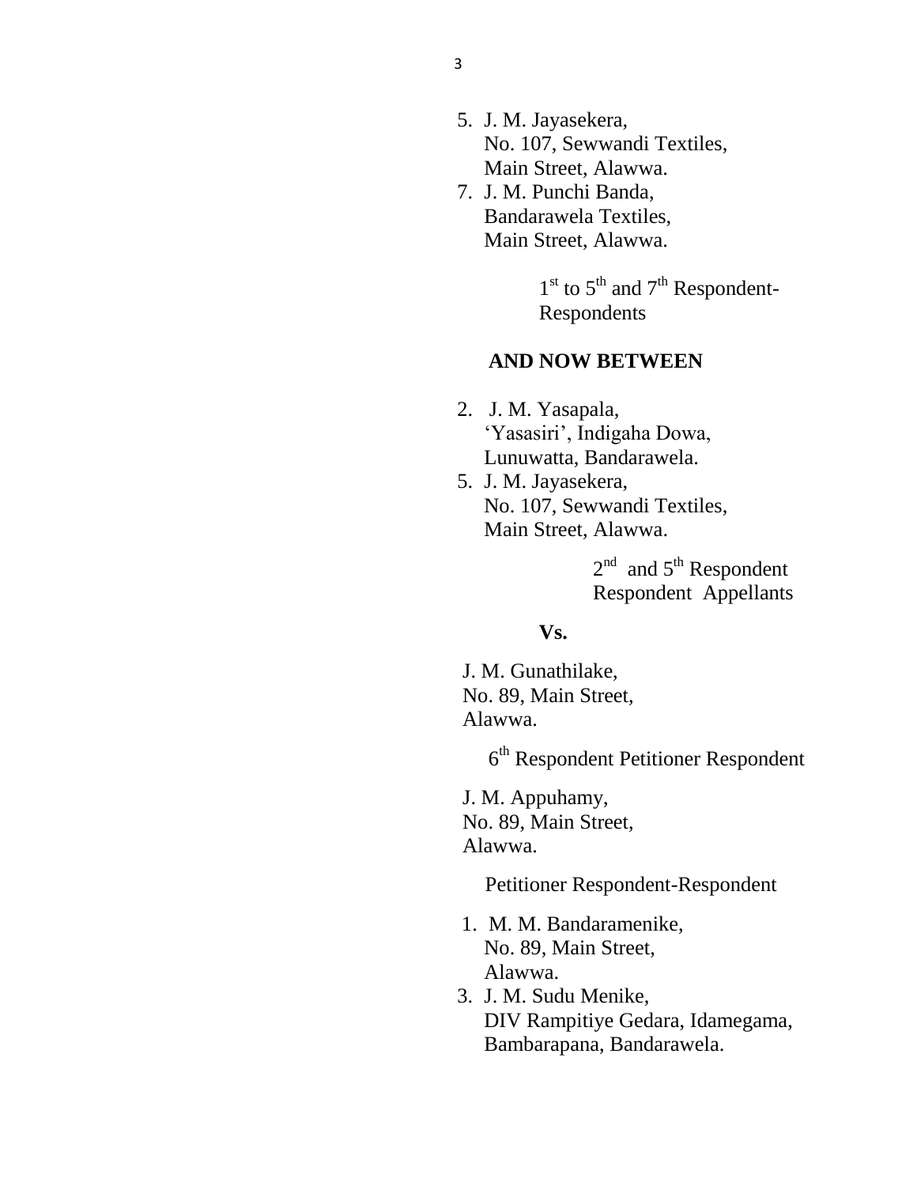5. J. M. Jayasekera,
   No. 107, Sewwandi Textiles,
   Main Street, Alawwa.
7. J. M. Punchi Banda,
   Bandarawela Textiles,
   Main Street, Alawwa.

   1st to 5th and 7th Respondent-Respondents

**AND NOW BETWEEN**

2. J. M. Yasapala,
   'Yasasiri', Indigaha Dowa,
   Lunuwatta, Bandarawela.
5. J. M. Jayasekera,
   No. 107, Sewwandi Textiles,
   Main Street, Alawwa.

   2nd and 5th Respondent Respondent Appellants

**Vs.**

J. M. Gunathilake,
No. 89, Main Street,
Alawwa.

6th Respondent Petitioner Respondent

J. M. Appuhamy,
No. 89, Main Street,
Alawwa.

Petitioner Respondent-Respondent

1. M. M. Bandaramenike,
   No. 89, Main Street,
   Alawwa.
3. J. M. Sudu Menike,
   DIV Rampitiye Gedara, Idamegama,
   Bambarapana, Bandarawela.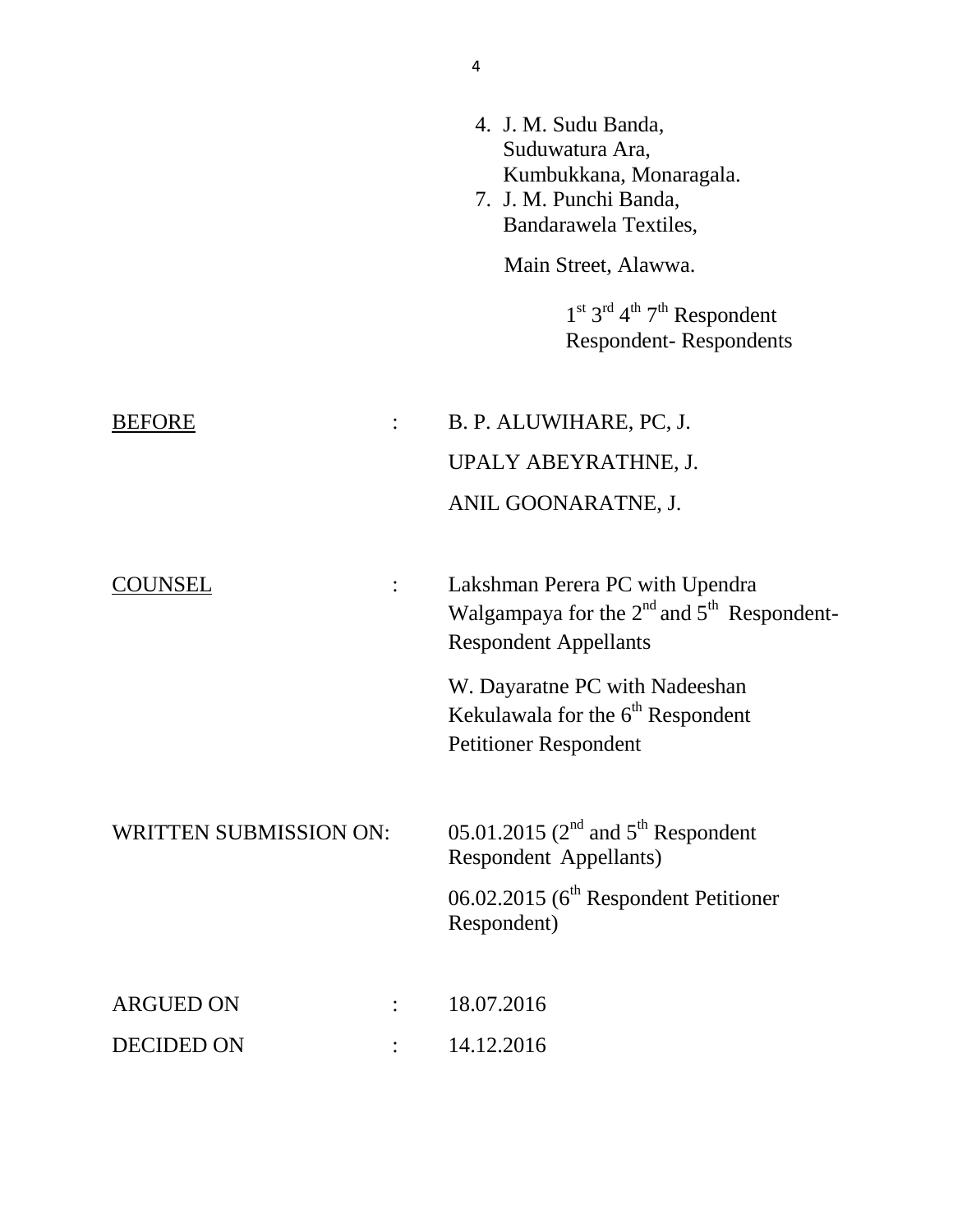4. J. M. Sudu Banda,
   Suduwatura Ara,
   Kumbukkana, Monaragala.
7. J. M. Punchi Banda,
   Bandarawela Textiles,

   Main Street, Alawwa.

1st 3rd 4th 7th Respondent
Respondent- Respondents

<u>BEFORE</u> : B. P. ALUWIHARE, PC, J.

UPALY ABEYRATHNE, J.

ANIL GOONARATNE, J.

<u>COUNSEL</u> : Lakshman Perera PC with Upendra Walgampaya for the 2nd and 5th Respondent-Respondent Appellants

W. Dayaratne PC with Nadeeshan Kekulawala for the 6th Respondent Petitioner Respondent

WRITTEN SUBMISSION ON: 05.01.2015 (2nd and 5th Respondent Respondent Appellants)

06.02.2015 (6th Respondent Petitioner Respondent)

ARGUED ON : 18.07.2016

DECIDED ON : 14.12.2016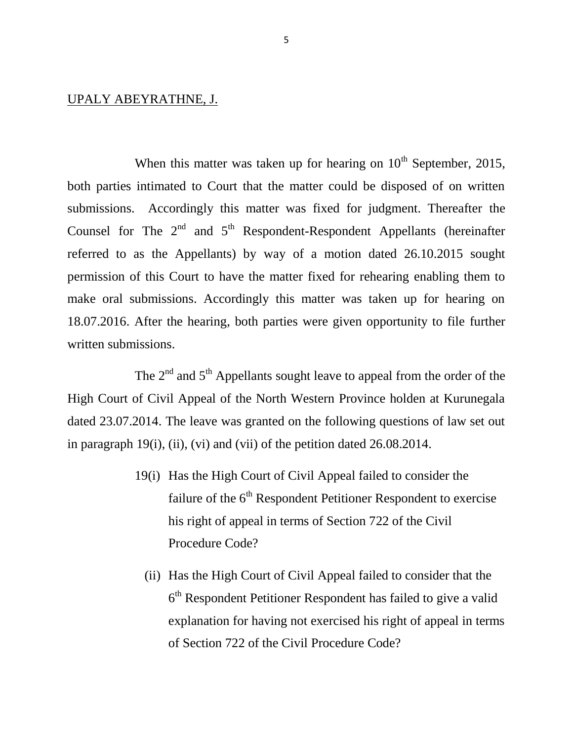UPALY ABEYRATHNE, J.

When this matter was taken up for hearing on 10th September, 2015, both parties intimated to Court that the matter could be disposed of on written submissions. Accordingly this matter was fixed for judgment. Thereafter the Counsel for The 2nd and 5th Respondent-Respondent Appellants (hereinafter referred to as the Appellants) by way of a motion dated 26.10.2015 sought permission of this Court to have the matter fixed for rehearing enabling them to make oral submissions. Accordingly this matter was taken up for hearing on 18.07.2016. After the hearing, both parties were given opportunity to file further written submissions.

The 2nd and 5th Appellants sought leave to appeal from the order of the High Court of Civil Appeal of the North Western Province holden at Kurunegala dated 23.07.2014. The leave was granted on the following questions of law set out in paragraph 19(i), (ii), (vi) and (vii) of the petition dated 26.08.2014.

> 19(i) Has the High Court of Civil Appeal failed to consider the failure of the 6th Respondent Petitioner Respondent to exercise his right of appeal in terms of Section 722 of the Civil Procedure Code?
>
> (ii) Has the High Court of Civil Appeal failed to consider that the 6th Respondent Petitioner Respondent has failed to give a valid explanation for having not exercised his right of appeal in terms of Section 722 of the Civil Procedure Code?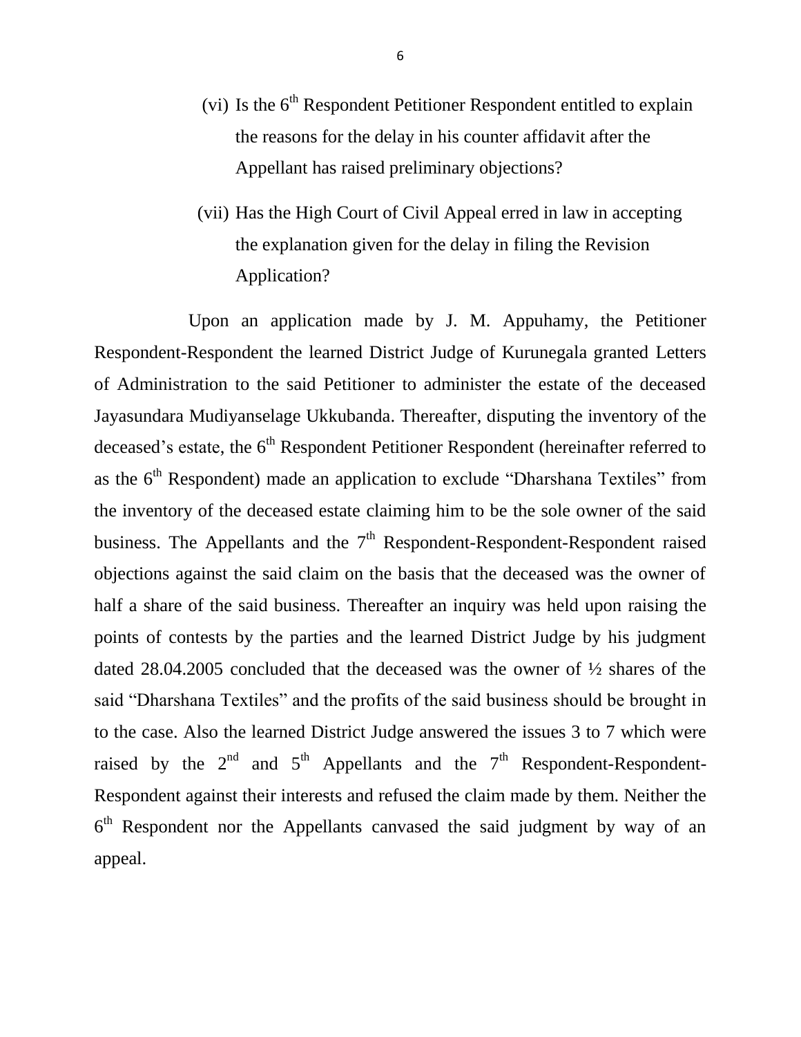(vi) Is the 6th Respondent Petitioner Respondent entitled to explain the reasons for the delay in his counter affidavit after the Appellant has raised preliminary objections?

(vii) Has the High Court of Civil Appeal erred in law in accepting the explanation given for the delay in filing the Revision Application?

Upon an application made by J. M. Appuhamy, the Petitioner Respondent-Respondent the learned District Judge of Kurunegala granted Letters of Administration to the said Petitioner to administer the estate of the deceased Jayasundara Mudiyanselage Ukkubanda. Thereafter, disputing the inventory of the deceased's estate, the 6th Respondent Petitioner Respondent (hereinafter referred to as the 6th Respondent) made an application to exclude "Dharshana Textiles" from the inventory of the deceased estate claiming him to be the sole owner of the said business. The Appellants and the 7th Respondent-Respondent-Respondent raised objections against the said claim on the basis that the deceased was the owner of half a share of the said business. Thereafter an inquiry was held upon raising the points of contests by the parties and the learned District Judge by his judgment dated 28.04.2005 concluded that the deceased was the owner of ½ shares of the said "Dharshana Textiles" and the profits of the said business should be brought in to the case. Also the learned District Judge answered the issues 3 to 7 which were raised by the 2nd and 5th Appellants and the 7th Respondent-Respondent-Respondent against their interests and refused the claim made by them. Neither the 6th Respondent nor the Appellants canvased the said judgment by way of an appeal.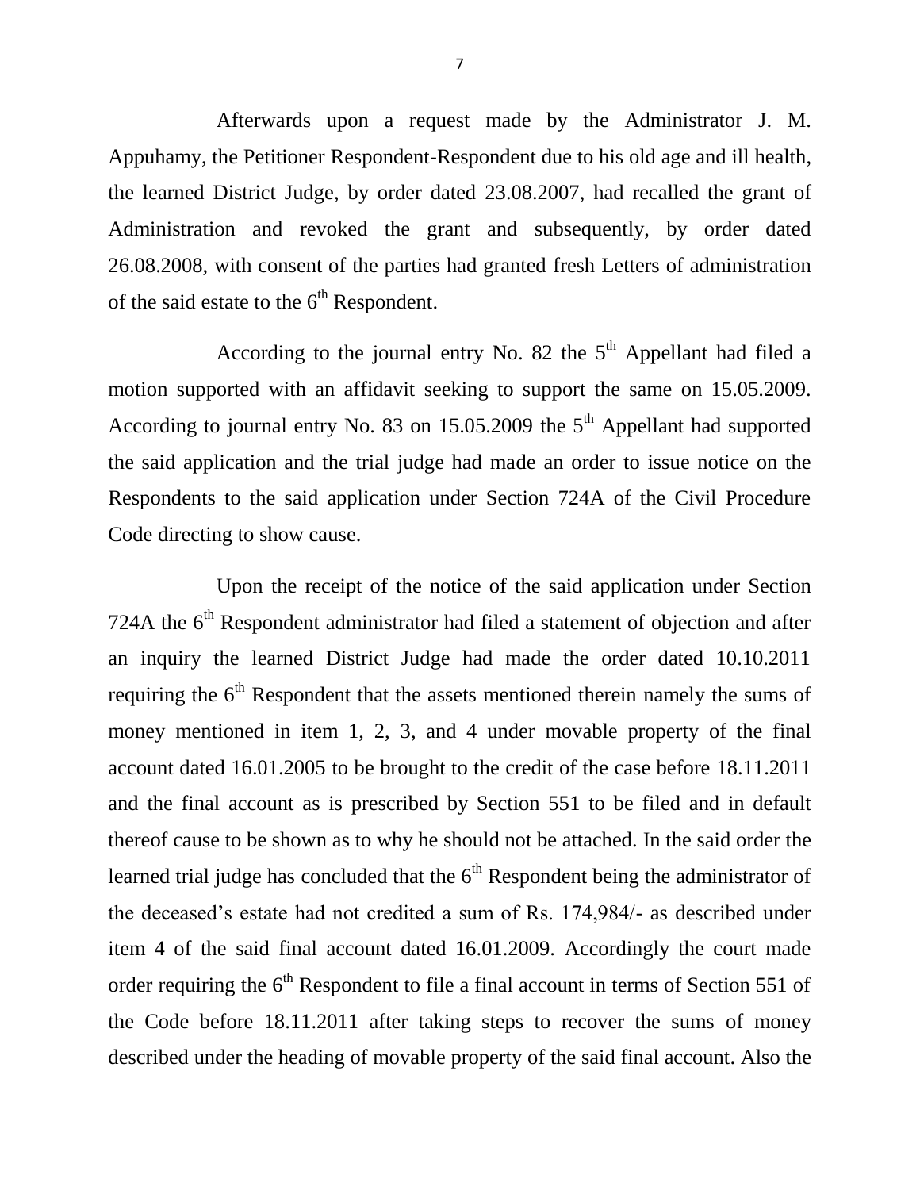Afterwards upon a request made by the Administrator J. M. Appuhamy, the Petitioner Respondent-Respondent due to his old age and ill health, the learned District Judge, by order dated 23.08.2007, had recalled the grant of Administration and revoked the grant and subsequently, by order dated 26.08.2008, with consent of the parties had granted fresh Letters of administration of the said estate to the 6th Respondent.

According to the journal entry No. 82 the 5th Appellant had filed a motion supported with an affidavit seeking to support the same on 15.05.2009. According to journal entry No. 83 on 15.05.2009 the 5th Appellant had supported the said application and the trial judge had made an order to issue notice on the Respondents to the said application under Section 724A of the Civil Procedure Code directing to show cause.

Upon the receipt of the notice of the said application under Section 724A the 6th Respondent administrator had filed a statement of objection and after an inquiry the learned District Judge had made the order dated 10.10.2011 requiring the 6th Respondent that the assets mentioned therein namely the sums of money mentioned in item 1, 2, 3, and 4 under movable property of the final account dated 16.01.2005 to be brought to the credit of the case before 18.11.2011 and the final account as is prescribed by Section 551 to be filed and in default thereof cause to be shown as to why he should not be attached. In the said order the learned trial judge has concluded that the 6th Respondent being the administrator of the deceased's estate had not credited a sum of Rs. 174,984/- as described under item 4 of the said final account dated 16.01.2009. Accordingly the court made order requiring the 6th Respondent to file a final account in terms of Section 551 of the Code before 18.11.2011 after taking steps to recover the sums of money described under the heading of movable property of the said final account. Also the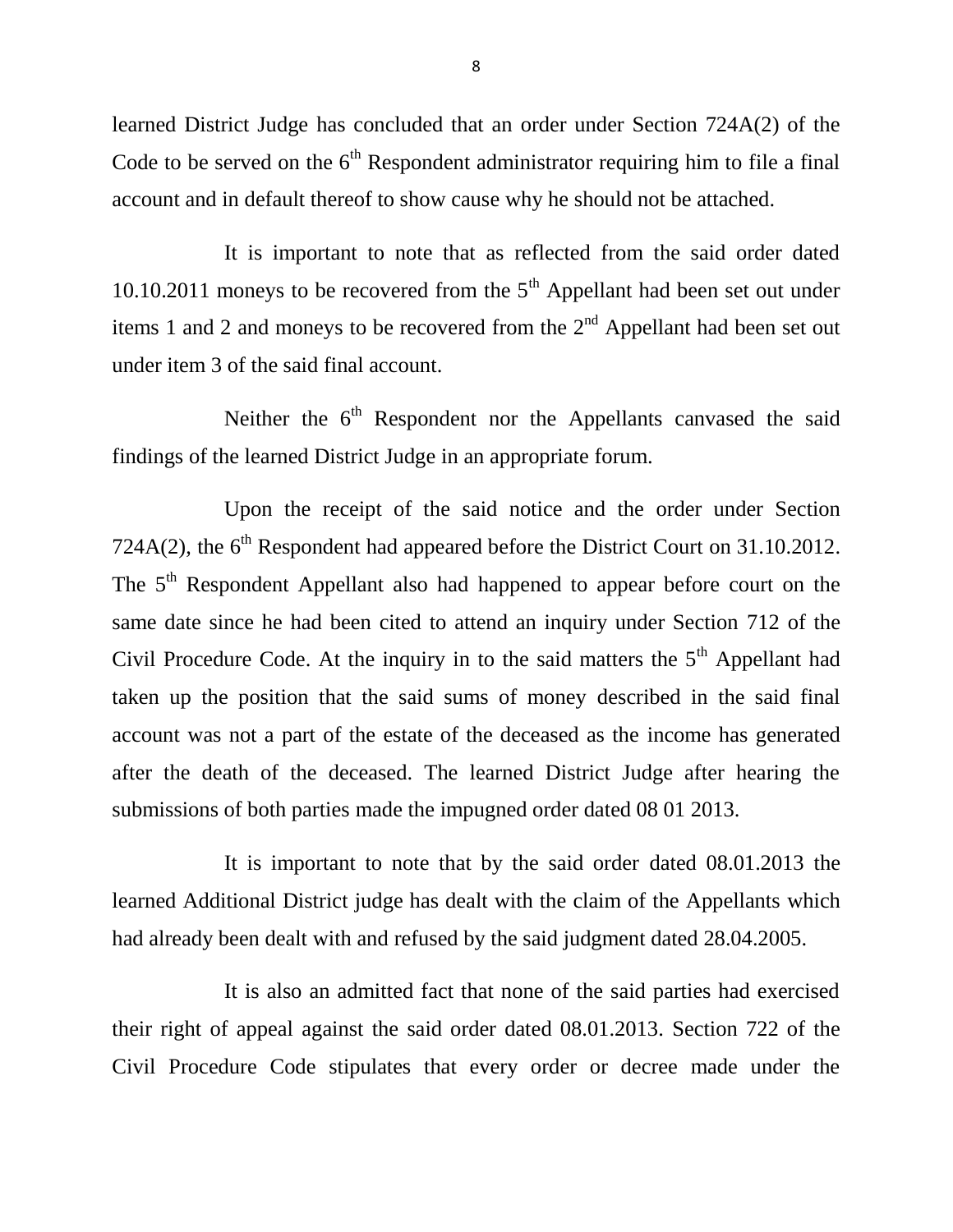learned District Judge has concluded that an order under Section 724A(2) of the Code to be served on the 6th Respondent administrator requiring him to file a final account and in default thereof to show cause why he should not be attached.

It is important to note that as reflected from the said order dated 10.10.2011 moneys to be recovered from the 5th Appellant had been set out under items 1 and 2 and moneys to be recovered from the 2nd Appellant had been set out under item 3 of the said final account.

Neither the 6th Respondent nor the Appellants canvased the said findings of the learned District Judge in an appropriate forum.

Upon the receipt of the said notice and the order under Section 724A(2), the 6th Respondent had appeared before the District Court on 31.10.2012. The 5th Respondent Appellant also had happened to appear before court on the same date since he had been cited to attend an inquiry under Section 712 of the Civil Procedure Code. At the inquiry in to the said matters the 5th Appellant had taken up the position that the said sums of money described in the said final account was not a part of the estate of the deceased as the income has generated after the death of the deceased. The learned District Judge after hearing the submissions of both parties made the impugned order dated 08 01 2013.

It is important to note that by the said order dated 08.01.2013 the learned Additional District judge has dealt with the claim of the Appellants which had already been dealt with and refused by the said judgment dated 28.04.2005.

It is also an admitted fact that none of the said parties had exercised their right of appeal against the said order dated 08.01.2013. Section 722 of the Civil Procedure Code stipulates that every order or decree made under the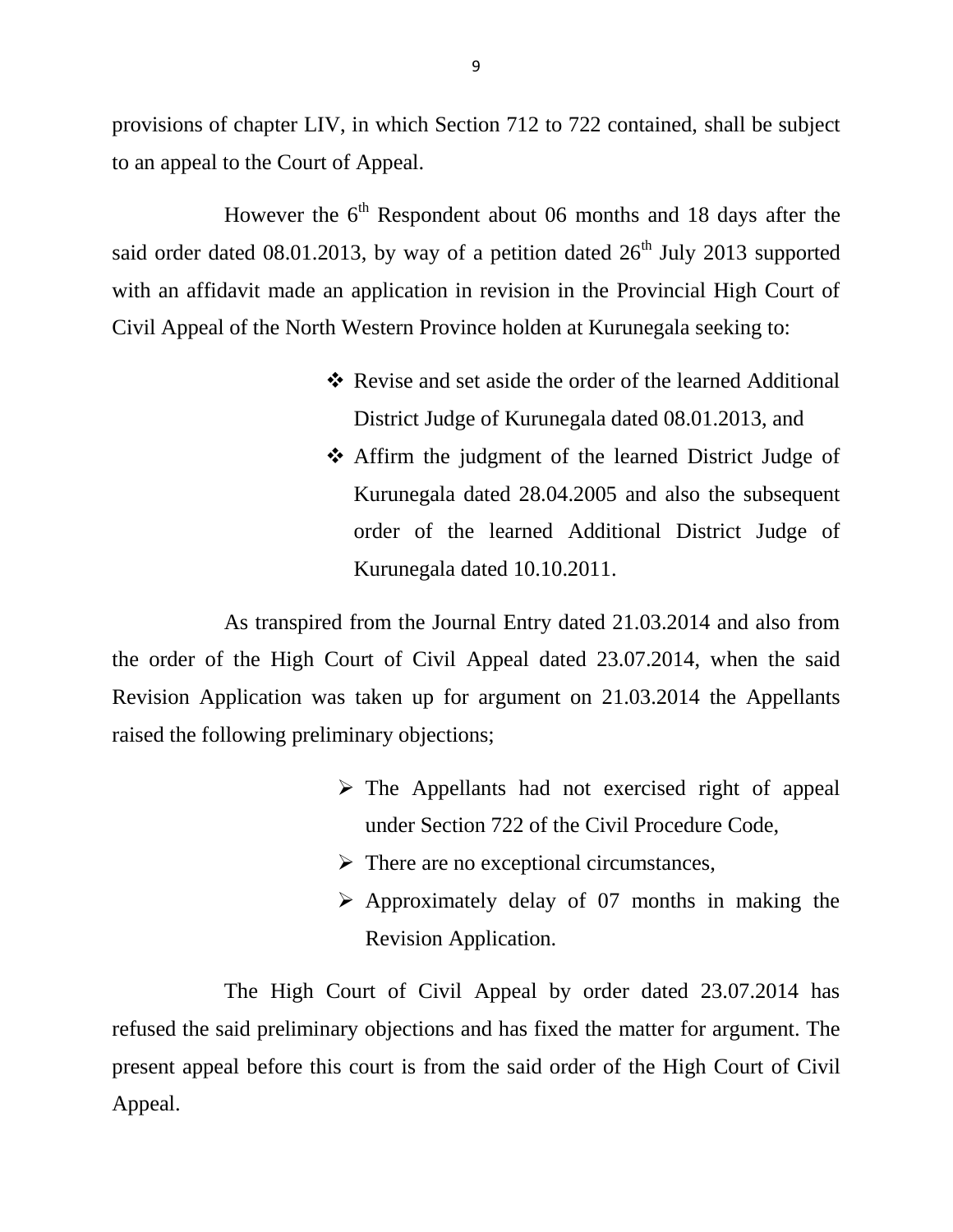provisions of chapter LIV, in which Section 712 to 722 contained, shall be subject to an appeal to the Court of Appeal.

However the 6th Respondent about 06 months and 18 days after the said order dated 08.01.2013, by way of a petition dated 26th July 2013 supported with an affidavit made an application in revision in the Provincial High Court of Civil Appeal of the North Western Province holden at Kurunegala seeking to:

- ❖ Revise and set aside the order of the learned Additional District Judge of Kurunegala dated 08.01.2013, and
- ❖ Affirm the judgment of the learned District Judge of Kurunegala dated 28.04.2005 and also the subsequent order of the learned Additional District Judge of Kurunegala dated 10.10.2011.

As transpired from the Journal Entry dated 21.03.2014 and also from the order of the High Court of Civil Appeal dated 23.07.2014, when the said Revision Application was taken up for argument on 21.03.2014 the Appellants raised the following preliminary objections;

- ➢ The Appellants had not exercised right of appeal under Section 722 of the Civil Procedure Code,
- ➢ There are no exceptional circumstances,
- ➢ Approximately delay of 07 months in making the Revision Application.

The High Court of Civil Appeal by order dated 23.07.2014 has refused the said preliminary objections and has fixed the matter for argument. The present appeal before this court is from the said order of the High Court of Civil Appeal.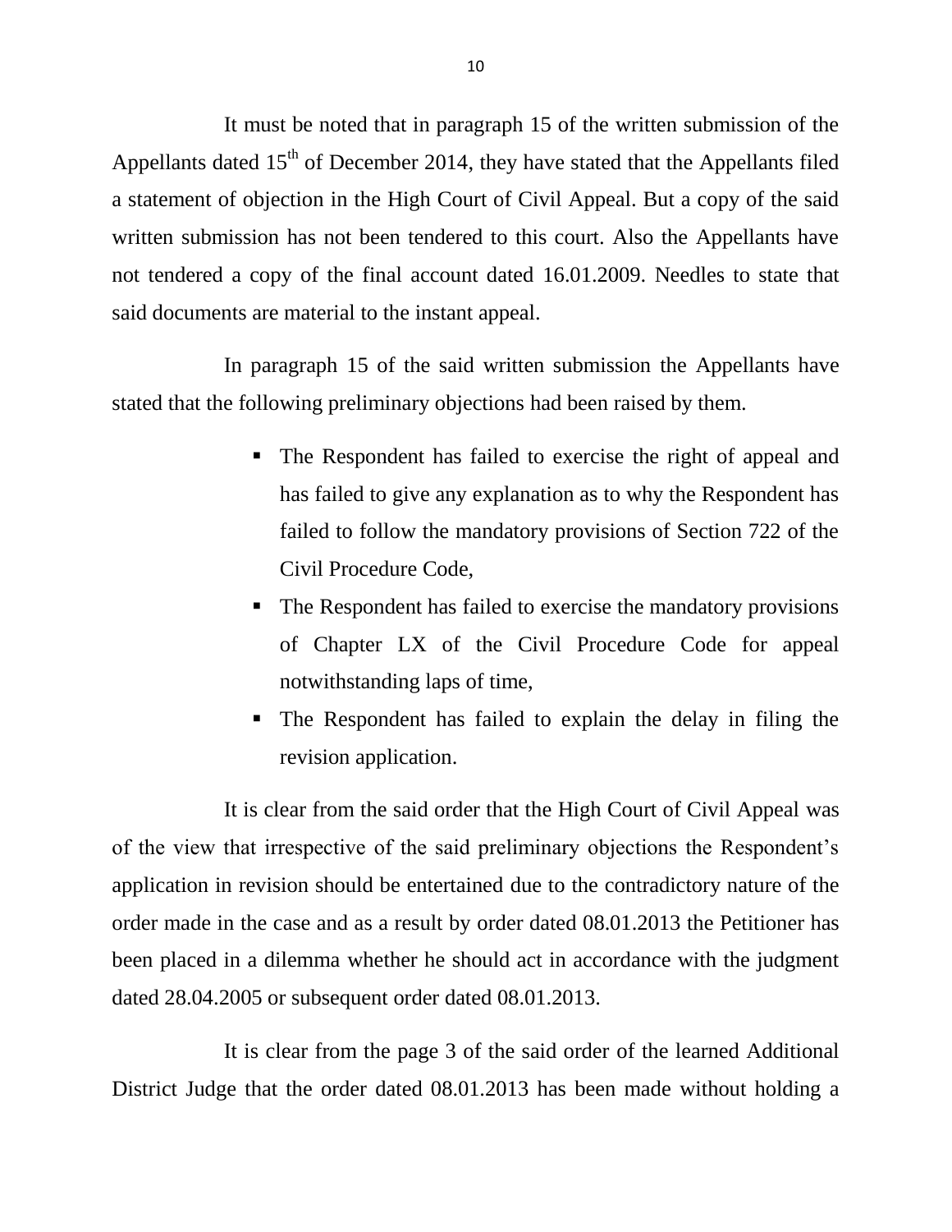It must be noted that in paragraph 15 of the written submission of the Appellants dated 15th of December 2014, they have stated that the Appellants filed a statement of objection in the High Court of Civil Appeal. But a copy of the said written submission has not been tendered to this court. Also the Appellants have not tendered a copy of the final account dated 16.01.2009. Needles to state that said documents are material to the instant appeal.

In paragraph 15 of the said written submission the Appellants have stated that the following preliminary objections had been raised by them.

- The Respondent has failed to exercise the right of appeal and has failed to give any explanation as to why the Respondent has failed to follow the mandatory provisions of Section 722 of the Civil Procedure Code,
- The Respondent has failed to exercise the mandatory provisions of Chapter LX of the Civil Procedure Code for appeal notwithstanding laps of time,
- The Respondent has failed to explain the delay in filing the revision application.

It is clear from the said order that the High Court of Civil Appeal was of the view that irrespective of the said preliminary objections the Respondent's application in revision should be entertained due to the contradictory nature of the order made in the case and as a result by order dated 08.01.2013 the Petitioner has been placed in a dilemma whether he should act in accordance with the judgment dated 28.04.2005 or subsequent order dated 08.01.2013.

It is clear from the page 3 of the said order of the learned Additional District Judge that the order dated 08.01.2013 has been made without holding a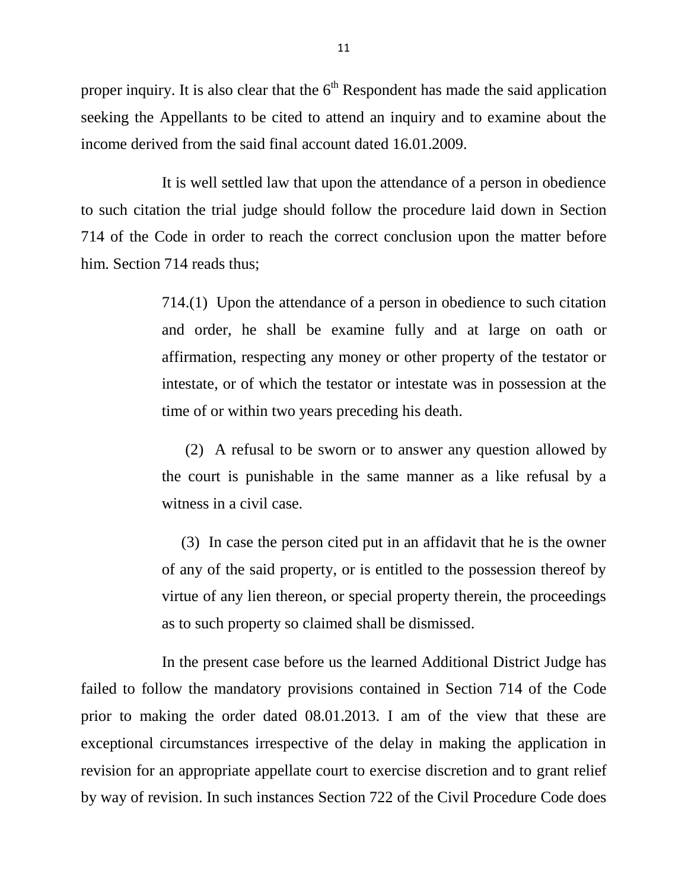proper inquiry. It is also clear that the 6th Respondent has made the said application seeking the Appellants to be cited to attend an inquiry and to examine about the income derived from the said final account dated 16.01.2009.

It is well settled law that upon the attendance of a person in obedience to such citation the trial judge should follow the procedure laid down in Section 714 of the Code in order to reach the correct conclusion upon the matter before him. Section 714 reads thus;

> 714.(1) Upon the attendance of a person in obedience to such citation and order, he shall be examine fully and at large on oath or affirmation, respecting any money or other property of the testator or intestate, or of which the testator or intestate was in possession at the time of or within two years preceding his death.
>
> (2) A refusal to be sworn or to answer any question allowed by the court is punishable in the same manner as a like refusal by a witness in a civil case.
>
> (3) In case the person cited put in an affidavit that he is the owner of any of the said property, or is entitled to the possession thereof by virtue of any lien thereon, or special property therein, the proceedings as to such property so claimed shall be dismissed.

In the present case before us the learned Additional District Judge has failed to follow the mandatory provisions contained in Section 714 of the Code prior to making the order dated 08.01.2013. I am of the view that these are exceptional circumstances irrespective of the delay in making the application in revision for an appropriate appellate court to exercise discretion and to grant relief by way of revision. In such instances Section 722 of the Civil Procedure Code does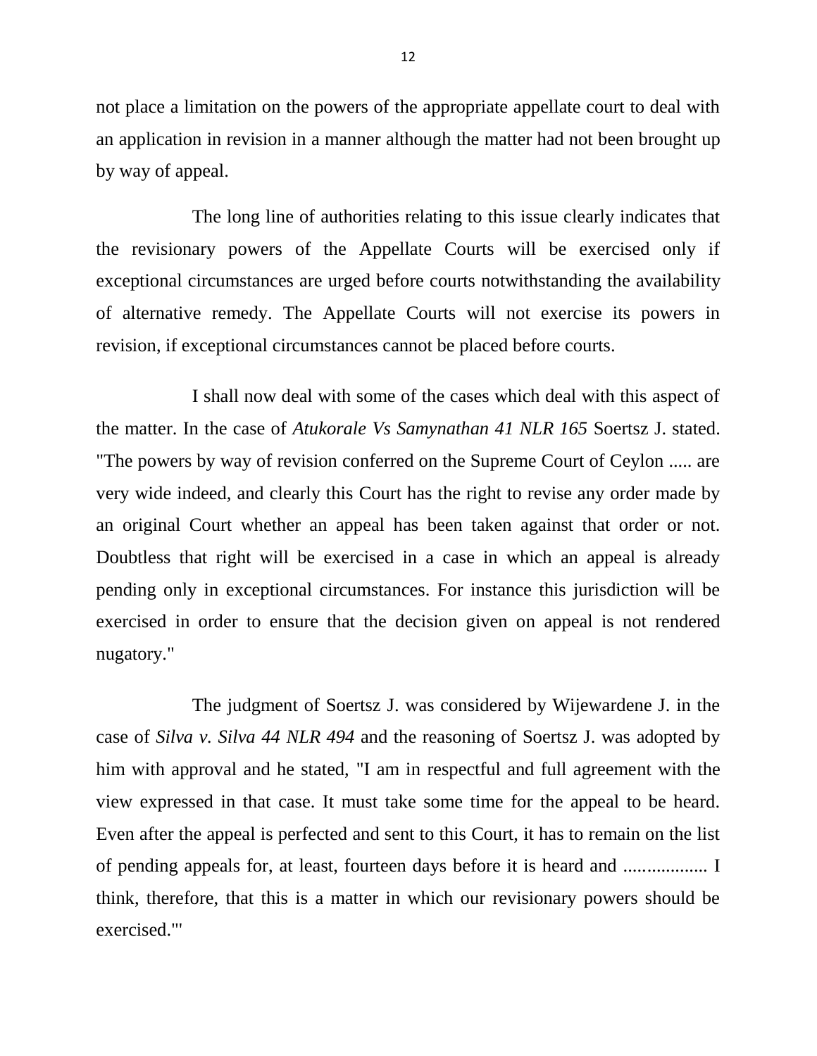not place a limitation on the powers of the appropriate appellate court to deal with an application in revision in a manner although the matter had not been brought up by way of appeal.

The long line of authorities relating to this issue clearly indicates that the revisionary powers of the Appellate Courts will be exercised only if exceptional circumstances are urged before courts notwithstanding the availability of alternative remedy. The Appellate Courts will not exercise its powers in revision, if exceptional circumstances cannot be placed before courts.

I shall now deal with some of the cases which deal with this aspect of the matter. In the case of *Atukorale Vs Samynathan 41 NLR 165* Soertsz J. stated. "The powers by way of revision conferred on the Supreme Court of Ceylon ..... are very wide indeed, and clearly this Court has the right to revise any order made by an original Court whether an appeal has been taken against that order or not. Doubtless that right will be exercised in a case in which an appeal is already pending only in exceptional circumstances. For instance this jurisdiction will be exercised in order to ensure that the decision given on appeal is not rendered nugatory."

The judgment of Soertsz J. was considered by Wijewardene J. in the case of *Silva v. Silva 44 NLR 494* and the reasoning of Soertsz J. was adopted by him with approval and he stated, "I am in respectful and full agreement with the view expressed in that case. It must take some time for the appeal to be heard. Even after the appeal is perfected and sent to this Court, it has to remain on the list of pending appeals for, at least, fourteen days before it is heard and .................. I think, therefore, that this is a matter in which our revisionary powers should be exercised."'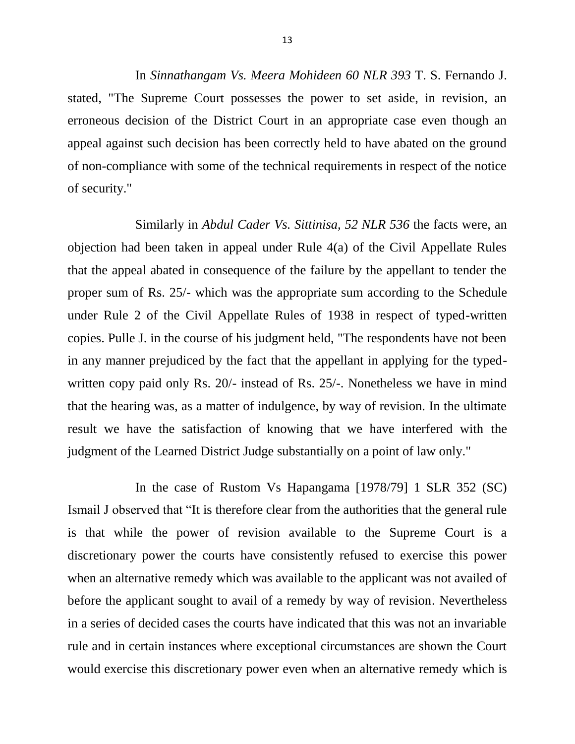In *Sinnathangam Vs. Meera Mohideen 60 NLR 393* T. S. Fernando J. stated, "The Supreme Court possesses the power to set aside, in revision, an erroneous decision of the District Court in an appropriate case even though an appeal against such decision has been correctly held to have abated on the ground of non-compliance with some of the technical requirements in respect of the notice of security."

Similarly in *Abdul Cader Vs. Sittinisa, 52 NLR 536* the facts were, an objection had been taken in appeal under Rule 4(a) of the Civil Appellate Rules that the appeal abated in consequence of the failure by the appellant to tender the proper sum of Rs. 25/- which was the appropriate sum according to the Schedule under Rule 2 of the Civil Appellate Rules of 1938 in respect of typed-written copies. Pulle J. in the course of his judgment held, "The respondents have not been in any manner prejudiced by the fact that the appellant in applying for the typed-written copy paid only Rs. 20/- instead of Rs. 25/-. Nonetheless we have in mind that the hearing was, as a matter of indulgence, by way of revision. In the ultimate result we have the satisfaction of knowing that we have interfered with the judgment of the Learned District Judge substantially on a point of law only."

In the case of Rustom Vs Hapangama [1978/79] 1 SLR 352 (SC) Ismail J observed that "It is therefore clear from the authorities that the general rule is that while the power of revision available to the Supreme Court is a discretionary power the courts have consistently refused to exercise this power when an alternative remedy which was available to the applicant was not availed of before the applicant sought to avail of a remedy by way of revision. Nevertheless in a series of decided cases the courts have indicated that this was not an invariable rule and in certain instances where exceptional circumstances are shown the Court would exercise this discretionary power even when an alternative remedy which is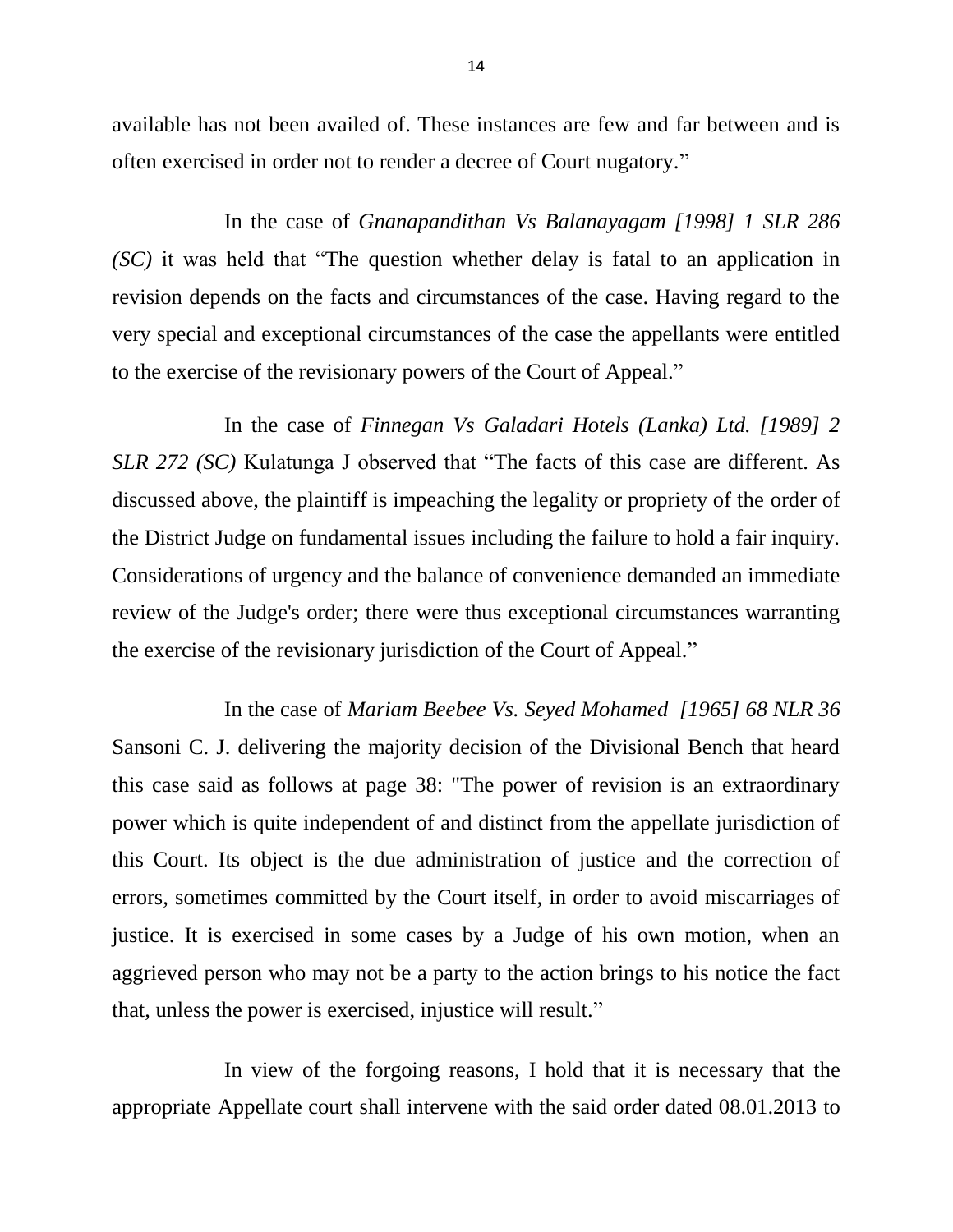available has not been availed of. These instances are few and far between and is often exercised in order not to render a decree of Court nugatory."

In the case of *Gnanapandithan Vs Balanayagam [1998] 1 SLR 286 (SC)* it was held that "The question whether delay is fatal to an application in revision depends on the facts and circumstances of the case. Having regard to the very special and exceptional circumstances of the case the appellants were entitled to the exercise of the revisionary powers of the Court of Appeal."

In the case of *Finnegan Vs Galadari Hotels (Lanka) Ltd. [1989] 2 SLR 272 (SC)* Kulatunga J observed that "The facts of this case are different. As discussed above, the plaintiff is impeaching the legality or propriety of the order of the District Judge on fundamental issues including the failure to hold a fair inquiry. Considerations of urgency and the balance of convenience demanded an immediate review of the Judge's order; there were thus exceptional circumstances warranting the exercise of the revisionary jurisdiction of the Court of Appeal."

In the case of *Mariam Beebee Vs. Seyed Mohamed [1965] 68 NLR 36* Sansoni C. J. delivering the majority decision of the Divisional Bench that heard this case said as follows at page 38: "The power of revision is an extraordinary power which is quite independent of and distinct from the appellate jurisdiction of this Court. Its object is the due administration of justice and the correction of errors, sometimes committed by the Court itself, in order to avoid miscarriages of justice. It is exercised in some cases by a Judge of his own motion, when an aggrieved person who may not be a party to the action brings to his notice the fact that, unless the power is exercised, injustice will result."

In view of the forgoing reasons, I hold that it is necessary that the appropriate Appellate court shall intervene with the said order dated 08.01.2013 to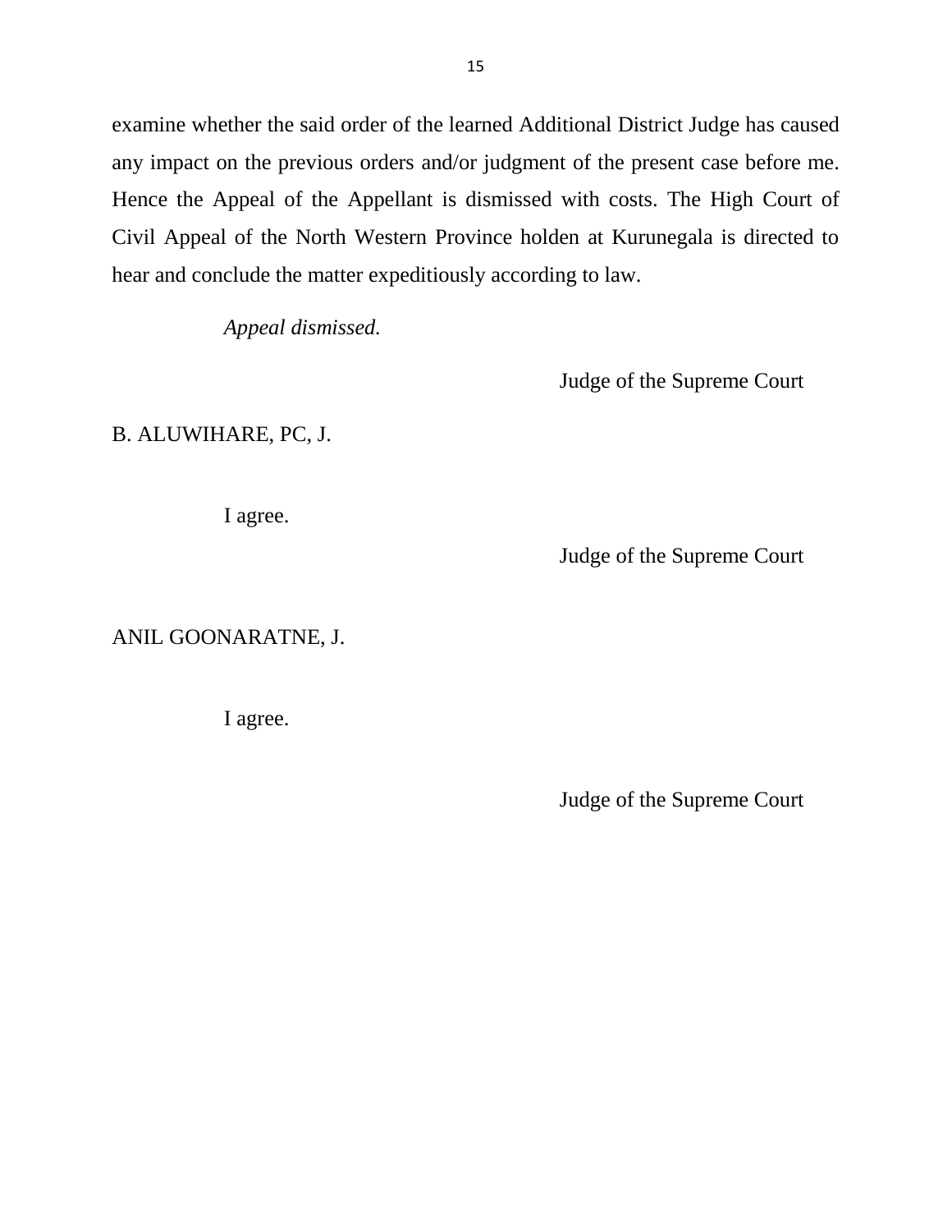examine whether the said order of the learned Additional District Judge has caused any impact on the previous orders and/or judgment of the present case before me. Hence the Appeal of the Appellant is dismissed with costs. The High Court of Civil Appeal of the North Western Province holden at Kurunegala is directed to hear and conclude the matter expeditiously according to law.

*Appeal dismissed.*

Judge of the Supreme Court

B. ALUWIHARE, PC, J.

I agree.

Judge of the Supreme Court

ANIL GOONARATNE, J.

I agree.

Judge of the Supreme Court